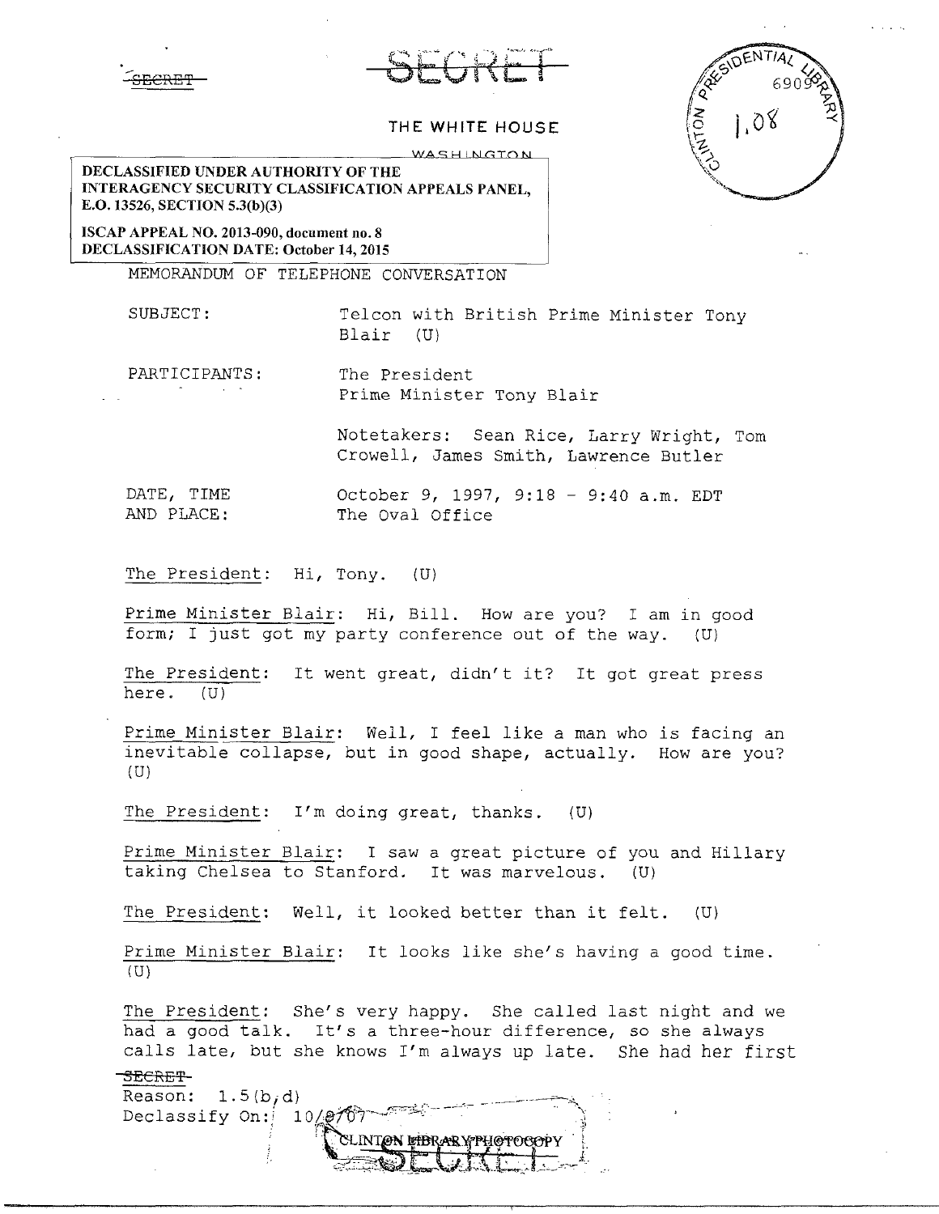SECRET

SECRET

THE WHITE HOUSE

WASHINGTON

**DECLASSIFIED UNDER AUTHORITY OF THE INTERAGENCY SECURITY CLASSIFICATION APPEALS PANEL, E.O. 13526, SECTION 5.3(b)(3)**

**ISCAP APPEAL NO. 2013-090, document no. 8**
**DECLASSIFICATION DATE: October 14, 2015**

CLINTON PRESIDENTIAL LIBRARY 6909 1.08

MEMORANDUM OF TELEPHONE CONVERSATION

SUBJECT: Telcon with British Prime Minister Tony Blair (U)

PARTICIPANTS: The President
Prime Minister Tony Blair

Notetakers: Sean Rice, Larry Wright, Tom Crowell, James Smith, Lawrence Butler

DATE, TIME AND PLACE: October 9, 1997, 9:18 - 9:40 a.m. EDT
The Oval Office

The President: Hi, Tony. (U)

Prime Minister Blair: Hi, Bill. How are you? I am in good form; I just got my party conference out of the way. (U)

The President: It went great, didn't it? It got great press here. (U)

Prime Minister Blair: Well, I feel like a man who is facing an inevitable collapse, but in good shape, actually. How are you? (U)

The President: I'm doing great, thanks. (U)

Prime Minister Blair: I saw a great picture of you and Hillary taking Chelsea to Stanford. It was marvelous. (U)

The President: Well, it looked better than it felt. (U)

Prime Minister Blair: It looks like she's having a good time. (U)

The President: She's very happy. She called last night and we had a good talk. It's a three-hour difference, so she always calls late, but she knows I'm always up late. She had her first

SECRET
Reason: 1.5(b,d)
Declassify On: 10/09/07

CLINTON LIBRARY PHOTOCOPY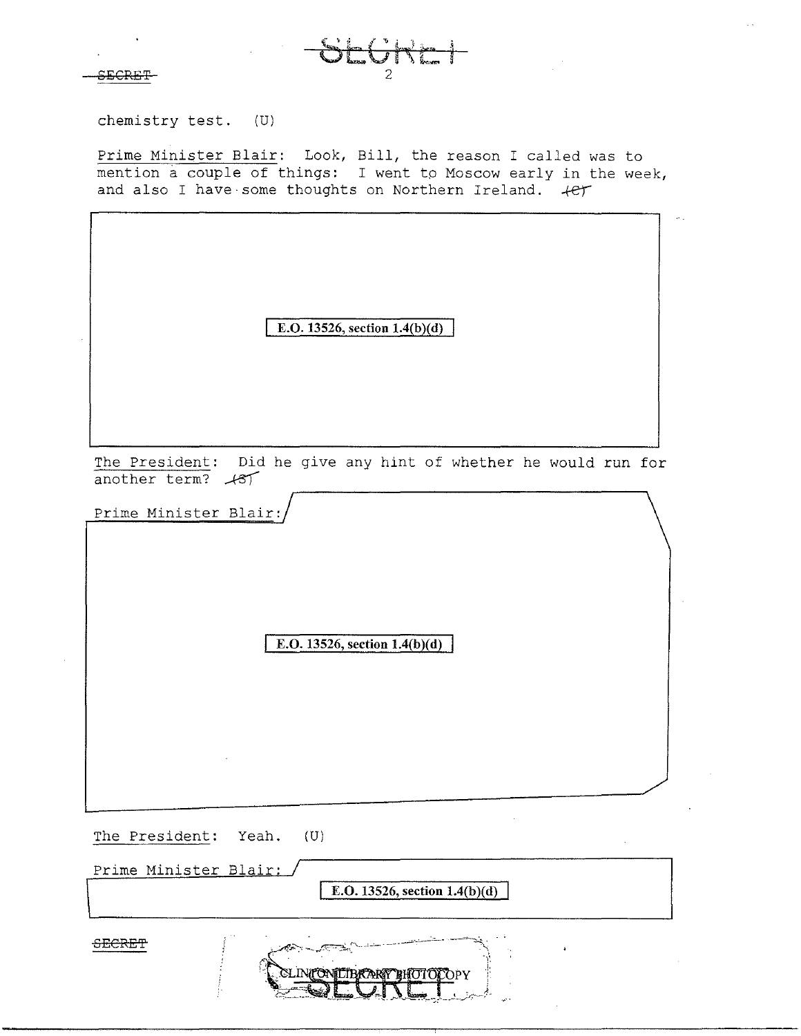chemistry test. (U)

Prime Minister Blair: Look, Bill, the reason I called was to mention a couple of things: I went to Moscow early in the week, and also I have some thoughts on Northern Ireland. (C)

E.O. 13526, section 1.4(b)(d)

The President: Did he give any hint of whether he would run for another term? (S)

Prime Minister Blair:

E.O. 13526, section 1.4(b)(d)

The President: Yeah. (U)

Prime Minister Blair:

E.O. 13526, section 1.4(b)(d)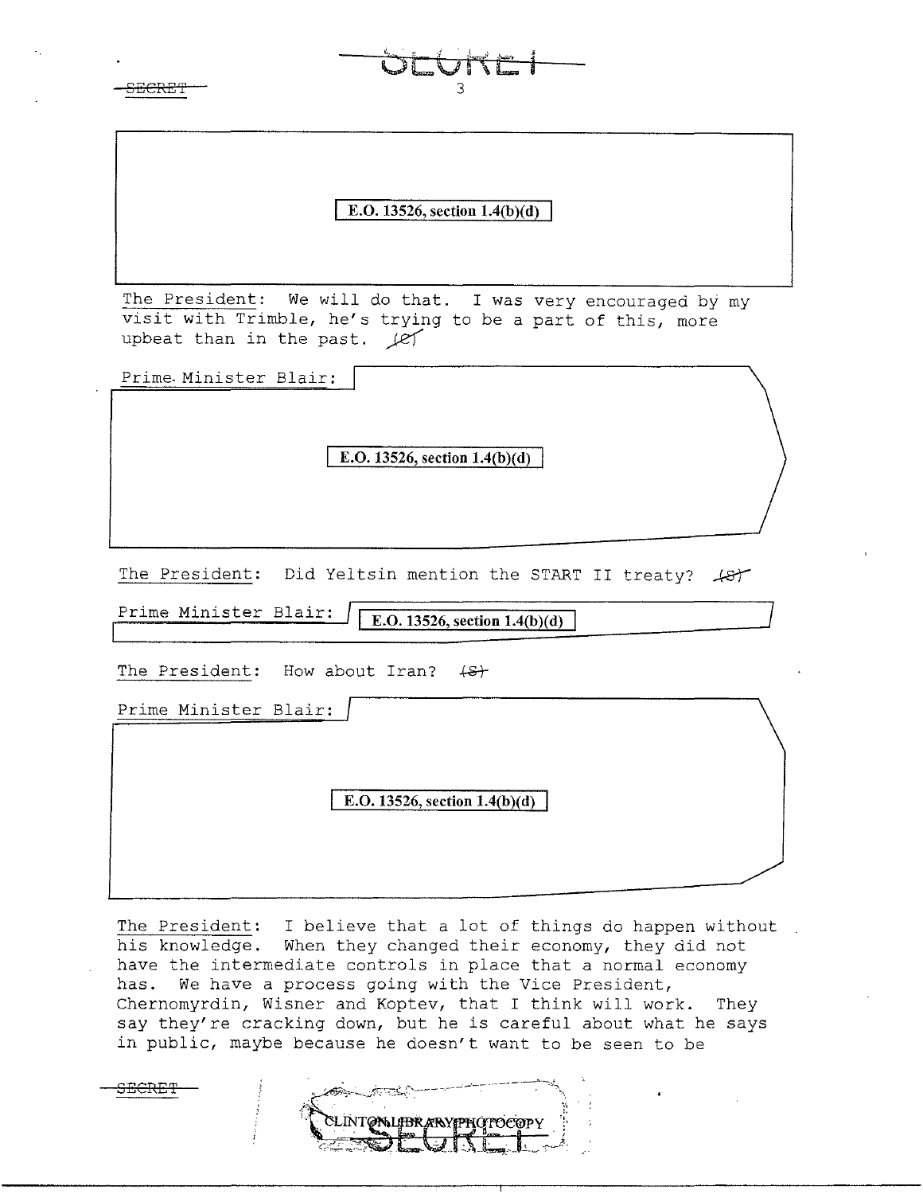E.O. 13526, section 1.4(b)(d)

The President: We will do that. I was very encouraged by my visit with Trimble, he's trying to be a part of this, more upbeat than in the past. (C)

Prime Minister Blair: E.O. 13526, section 1.4(b)(d)

The President: Did Yeltsin mention the START II treaty? (S)

Prime Minister Blair: E.O. 13526, section 1.4(b)(d)

The President: How about Iran? (S)

Prime Minister Blair: E.O. 13526, section 1.4(b)(d)

The President: I believe that a lot of things do happen without his knowledge. When they changed their economy, they did not have the intermediate controls in place that a normal economy has. We have a process going with the Vice President, Chernomyrdin, Wisner and Koptev, that I think will work. They say they're cracking down, but he is careful about what he says in public, maybe because he doesn't want to be seen to be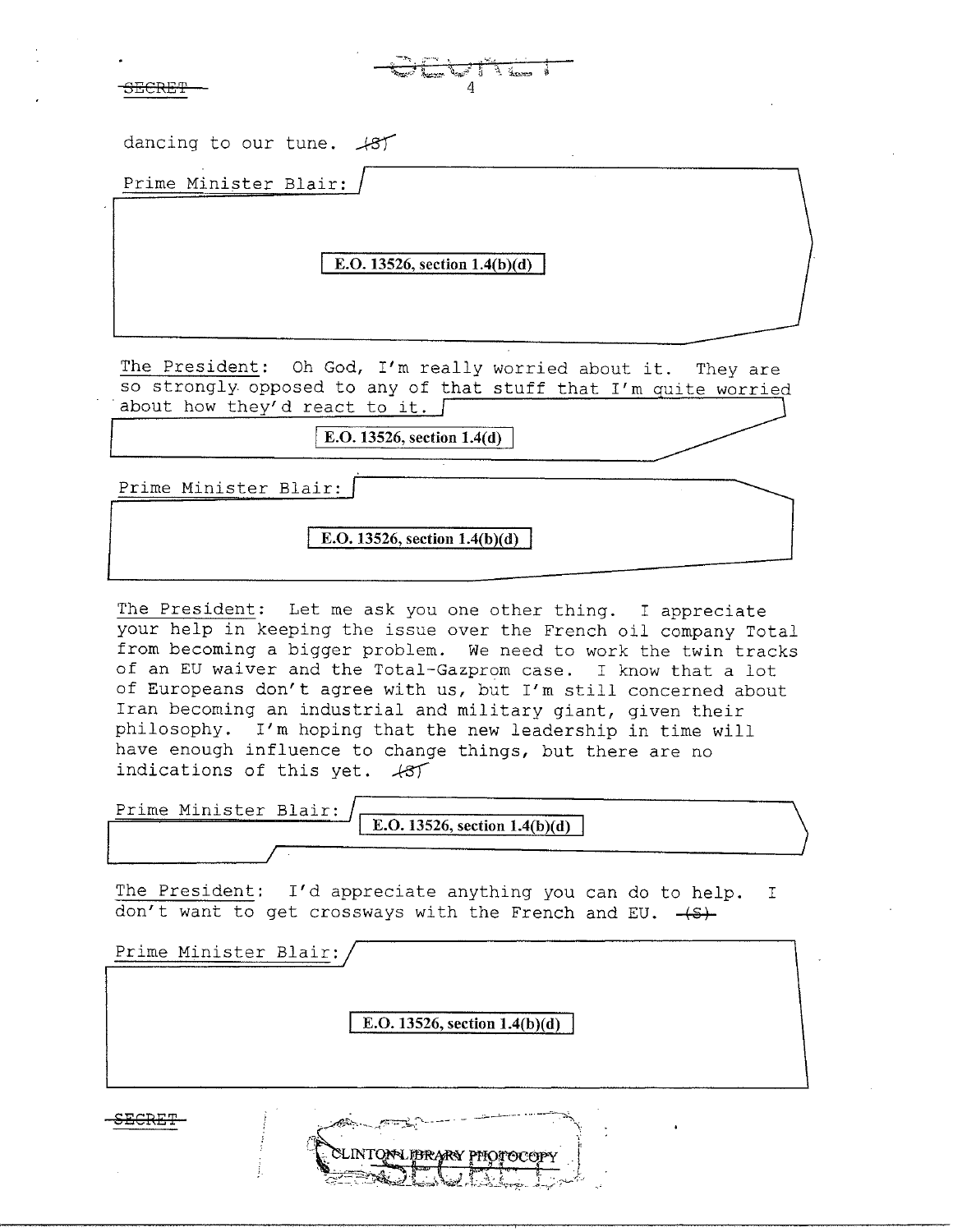dancing to our tune. (S)

Prime Minister Blair:

E.O. 13526, section 1.4(b)(d)

The President: Oh God, I'm really worried about it. They are so strongly opposed to any of that stuff that I'm quite worried about how they'd react to it.

E.O. 13526, section 1.4(d)

Prime Minister Blair:

E.O. 13526, section 1.4(b)(d)

The President: Let me ask you one other thing. I appreciate your help in keeping the issue over the French oil company Total from becoming a bigger problem. We need to work the twin tracks of an EU waiver and the Total-Gazprom case. I know that a lot of Europeans don't agree with us, but I'm still concerned about Iran becoming an industrial and military giant, given their philosophy. I'm hoping that the new leadership in time will have enough influence to change things, but there are no indications of this yet. (S)

Prime Minister Blair:

E.O. 13526, section 1.4(b)(d)

The President: I'd appreciate anything you can do to help. I don't want to get crossways with the French and EU. (S)

Prime Minister Blair:

E.O. 13526, section 1.4(b)(d)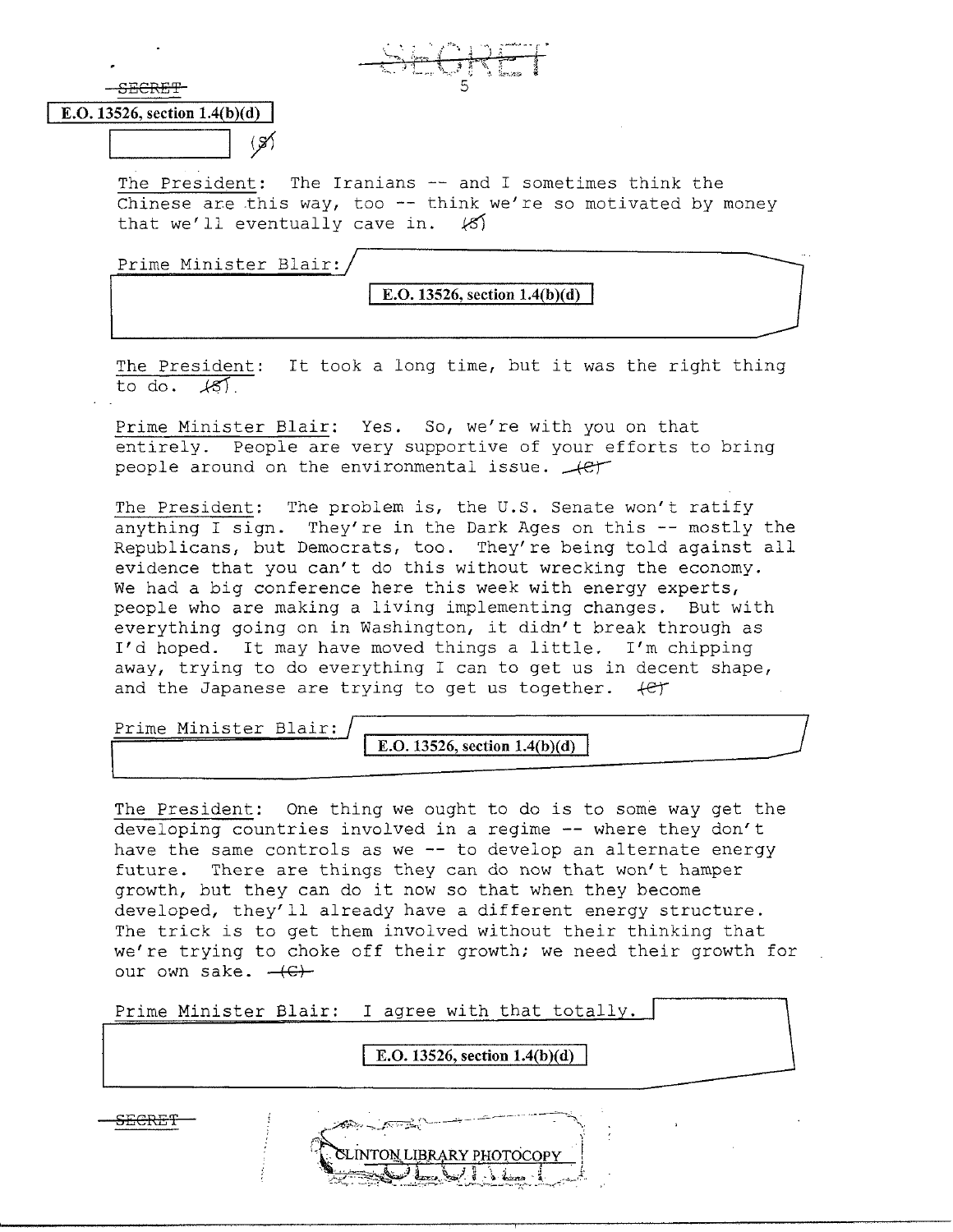E.O. 13526, section 1.4(b)(d)

(S)

The President: The Iranians -- and I sometimes think the Chinese are this way, too -- think we're so motivated by money that we'll eventually cave in. (S)

Prime Minister Blair:

E.O. 13526, section 1.4(b)(d)

The President: It took a long time, but it was the right thing to do. (S)

Prime Minister Blair: Yes. So, we're with you on that entirely. People are very supportive of your efforts to bring people around on the environmental issue. (C)

The President: The problem is, the U.S. Senate won't ratify anything I sign. They're in the Dark Ages on this -- mostly the Republicans, but Democrats, too. They're being told against all evidence that you can't do this without wrecking the economy. We had a big conference here this week with energy experts, people who are making a living implementing changes. But with everything going on in Washington, it didn't break through as I'd hoped. It may have moved things a little. I'm chipping away, trying to do everything I can to get us in decent shape, and the Japanese are trying to get us together. (C)

Prime Minister Blair:

E.O. 13526, section 1.4(b)(d)

The President: One thing we ought to do is to some way get the developing countries involved in a regime -- where they don't have the same controls as we -- to develop an alternate energy future. There are things they can do now that won't hamper growth, but they can do it now so that when they become developed, they'll already have a different energy structure. The trick is to get them involved without their thinking that we're trying to choke off their growth; we need their growth for our own sake. (C)

Prime Minister Blair: I agree with that totally.

E.O. 13526, section 1.4(b)(d)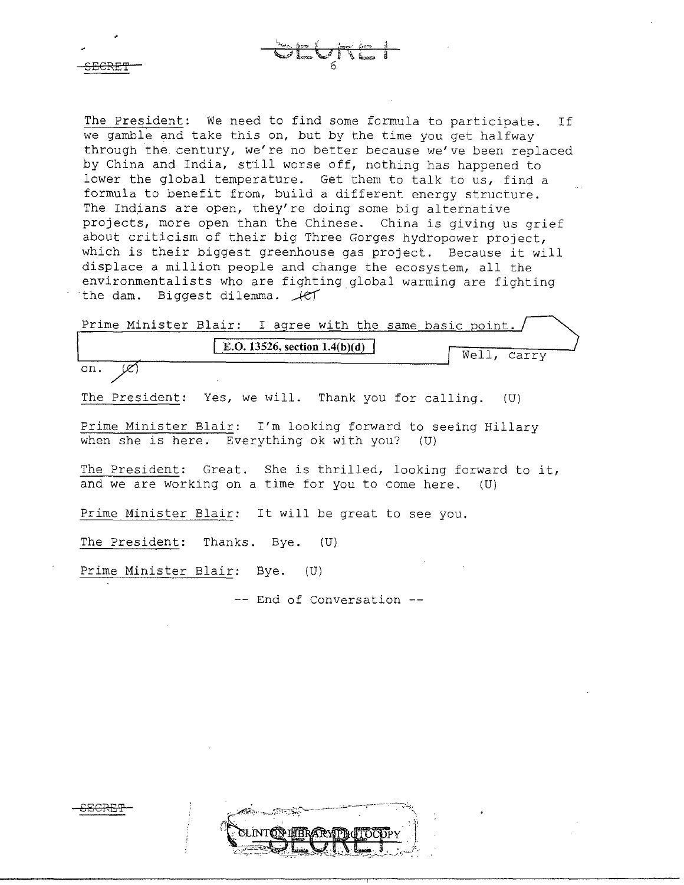The President: We need to find some formula to participate. If we gamble and take this on, but by the time you get halfway through the century, we're no better because we've been replaced by China and India, still worse off, nothing has happened to lower the global temperature. Get them to talk to us, find a formula to benefit from, build a different energy structure. The Indians are open, they're doing some big alternative projects, more open than the Chinese. China is giving us grief about criticism of their big Three Gorges hydropower project, which is their biggest greenhouse gas project. Because it will displace a million people and change the ecosystem, all the environmentalists who are fighting global warming are fighting the dam. Biggest dilemma. (C)

Prime Minister Blair: I agree with the same basic point. E.O. 13526, section 1.4(b)(d) Well, carry on. (C)

The President: Yes, we will. Thank you for calling. (U)

Prime Minister Blair: I'm looking forward to seeing Hillary when she is here. Everything ok with you? (U)

The President: Great. She is thrilled, looking forward to it, and we are working on a time for you to come here. (U)

Prime Minister Blair: It will be great to see you.

The President: Thanks. Bye. (U)

Prime Minister Blair: Bye. (U)

-- End of Conversation --